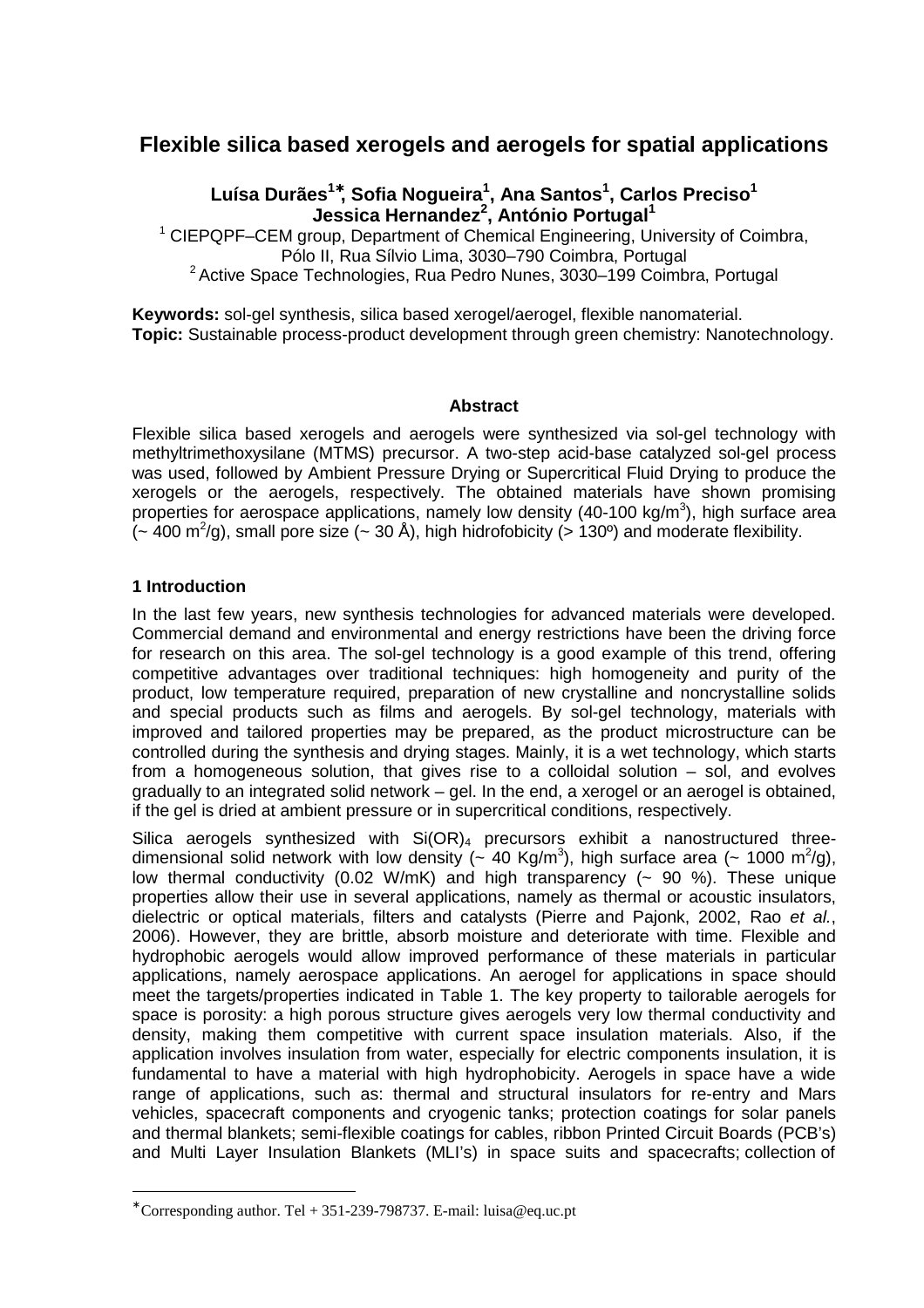# Flexible silica based xerogels and aerogels for spatial applications

**Luísa Durães[1*], Sofia Nogueira[1], Ana Santos[1], Carlos Preciso[1]**
**Jessica Hernandez[2], António Portugal[1]**

[1] CIEPQPF–CEM group, Department of Chemical Engineering, University of Coimbra, Pólo II, Rua Sílvio Lima, 3030–790 Coimbra, Portugal
[2] Active Space Technologies, Rua Pedro Nunes, 3030–199 Coimbra, Portugal

**Keywords:** sol-gel synthesis, silica based xerogel/aerogel, flexible nanomaterial.
**Topic:** Sustainable process-product development through green chemistry: Nanotechnology.

**Abstract**

Flexible silica based xerogels and aerogels were synthesized via sol-gel technology with methyltrimethoxysilane (MTMS) precursor. A two-step acid-base catalyzed sol-gel process was used, followed by Ambient Pressure Drying or Supercritical Fluid Drying to produce the xerogels or the aerogels, respectively. The obtained materials have shown promising properties for aerospace applications, namely low density (40-100 kg/m$^3$), high surface area (~ 400 m$^2$/g), small pore size (~ 30 Å), high hidrofobicity (> 130º) and moderate flexibility.

## 1 Introduction

In the last few years, new synthesis technologies for advanced materials were developed. Commercial demand and environmental and energy restrictions have been the driving force for research on this area. The sol-gel technology is a good example of this trend, offering competitive advantages over traditional techniques: high homogeneity and purity of the product, low temperature required, preparation of new crystalline and noncrystalline solids and special products such as films and aerogels. By sol-gel technology, materials with improved and tailored properties may be prepared, as the product microstructure can be controlled during the synthesis and drying stages. Mainly, it is a wet technology, which starts from a homogeneous solution, that gives rise to a colloidal solution – sol, and evolves gradually to an integrated solid network – gel. In the end, a xerogel or an aerogel is obtained, if the gel is dried at ambient pressure or in supercritical conditions, respectively.

Silica aerogels synthesized with $Si(OR)_4$ precursors exhibit a nanostructured three-dimensional solid network with low density (~ 40 Kg/m$^3$), high surface area (~ 1000 m$^2$/g), low thermal conductivity (0.02 W/mK) and high transparency (~ 90 %). These unique properties allow their use in several applications, namely as thermal or acoustic insulators, dielectric or optical materials, filters and catalysts (Pierre and Pajonk, 2002, Rao *et al.*, 2006). However, they are brittle, absorb moisture and deteriorate with time. Flexible and hydrophobic aerogels would allow improved performance of these materials in particular applications, namely aerospace applications. An aerogel for applications in space should meet the targets/properties indicated in Table 1. The key property to tailorable aerogels for space is porosity: a high porous structure gives aerogels very low thermal conductivity and density, making them competitive with current space insulation materials. Also, if the application involves insulation from water, especially for electric components insulation, it is fundamental to have a material with high hydrophobicity. Aerogels in space have a wide range of applications, such as: thermal and structural insulators for re-entry and Mars vehicles, spacecraft components and cryogenic tanks; protection coatings for solar panels and thermal blankets; semi-flexible coatings for cables, ribbon Printed Circuit Boards (PCB's) and Multi Layer Insulation Blankets (MLI's) in space suits and spacecrafts; collection of

[*] Corresponding author. Tel + 351-239-798737. E-mail: luisa@eq.uc.pt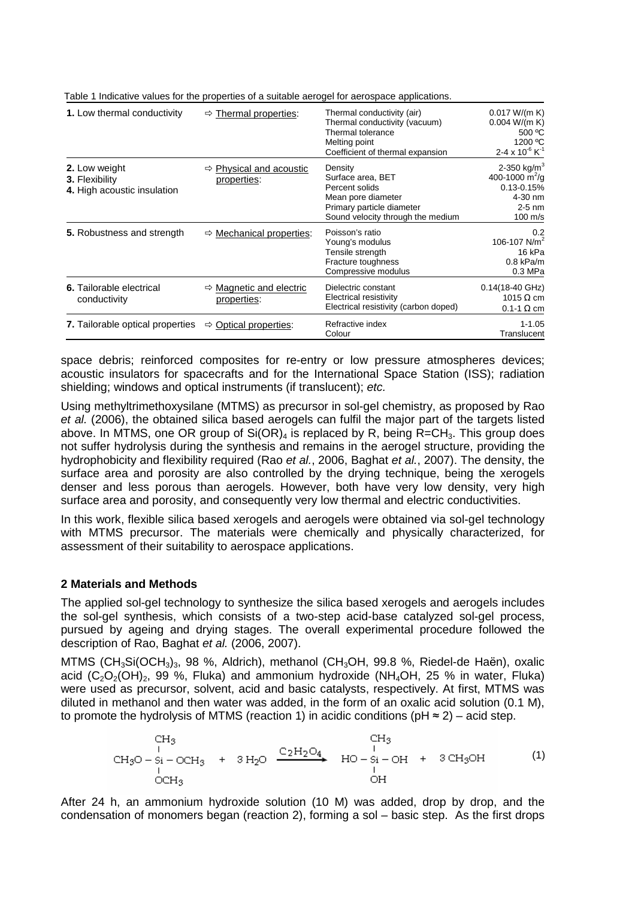Table 1 Indicative values for the properties of a suitable aerogel for aerospace applications.

| | | | |
|---|---|---|---|
| **1.** Low thermal conductivity | ⇨ Thermal properties: | Thermal conductivity (air)<br>Thermal conductivity (vacuum)<br>Thermal tolerance<br>Melting point<br>Coefficient of thermal expansion | 0.017 W/(m K)<br>0.004 W/(m K)<br>500 ºC<br>1200 ºC<br>2-4 x $10^{-6}$ $K^{-1}$ |
| **2.** Low weight<br>**3.** Flexibility<br>**4.** High acoustic insulation | ⇨ Physical and acoustic properties: | Density<br>Surface area, BET<br>Percent solids<br>Mean pore diameter<br>Primary particle diameter<br>Sound velocity through the medium | 2-350 kg/$m^3$<br>400-1000 $m^2$/g<br>0.13-0.15%<br>4-30 nm<br>2-5 nm<br>100 m/s |
| **5.** Robustness and strength | ⇨ Mechanical properties: | Poisson's ratio<br>Young's modulus<br>Tensile strength<br>Fracture toughness<br>Compressive modulus | 0.2<br>106-107 N/$m^2$<br>16 kPa<br>0.8 kPa/m<br>0.3 MPa |
| **6.** Tailorable electrical conductivity | ⇨ Magnetic and electric properties: | Dielectric constant<br>Electrical resistivity<br>Electrical resistivity (carbon doped) | 0.14(18-40 GHz)<br>1015 Ω cm<br>0.1-1 Ω cm |
| **7.** Tailorable optical properties | ⇨ Optical properties: | Refractive index<br>Colour | 1-1.05<br>Translucent |

space debris; reinforced composites for re-entry or low pressure atmospheres devices; acoustic insulators for spacecrafts and for the International Space Station (ISS); radiation shielding; windows and optical instruments (if translucent); *etc.*

Using methyltrimethoxysilane (MTMS) as precursor in sol-gel chemistry, as proposed by Rao *et al.* (2006), the obtained silica based aerogels can fulfil the major part of the targets listed above. In MTMS, one OR group of $Si(OR)_4$ is replaced by R, being R=$CH_3$. This group does not suffer hydrolysis during the synthesis and remains in the aerogel structure, providing the hydrophobicity and flexibility required (Rao *et al.*, 2006, Baghat *et al.*, 2007). The density, the surface area and porosity are also controlled by the drying technique, being the xerogels denser and less porous than aerogels. However, both have very low density, very high surface area and porosity, and consequently very low thermal and electric conductivities.

In this work, flexible silica based xerogels and aerogels were obtained via sol-gel technology with MTMS precursor. The materials were chemically and physically characterized, for assessment of their suitability to aerospace applications.

## 2 Materials and Methods

The applied sol-gel technology to synthesize the silica based xerogels and aerogels includes the sol-gel synthesis, which consists of a two-step acid-base catalyzed sol-gel process, pursued by ageing and drying stages. The overall experimental procedure followed the description of Rao, Baghat *et al.* (2006, 2007).

MTMS ($CH_3Si(OCH_3)_3$, 98 %, Aldrich), methanol ($CH_3OH$, 99.8 %, Riedel-de Haën), oxalic acid ($C_2O_2(OH)_2$, 99 %, Fluka) and ammonium hydroxide ($NH_4OH$, 25 % in water, Fluka) were used as precursor, solvent, acid and basic catalysts, respectively. At first, MTMS was diluted in methanol and then water was added, in the form of an oxalic acid solution (0.1 M), to promote the hydrolysis of MTMS (reaction 1) in acidic conditions (pH ≈ 2) – acid step.

$$CH_3O-\underset{OCH_3}{\overset{CH_3}{\underset{|}{\overset{|}{Si}}}}-OCH_3 \;+\; 3\,H_2O \xrightarrow{C_2H_2O_4} HO-\underset{OH}{\overset{CH_3}{\underset{|}{\overset{|}{Si}}}}-OH \;+\; 3\,CH_3OH \tag{1}$$

After 24 h, an ammonium hydroxide solution (10 M) was added, drop by drop, and the condensation of monomers began (reaction 2), forming a sol – basic step. As the first drops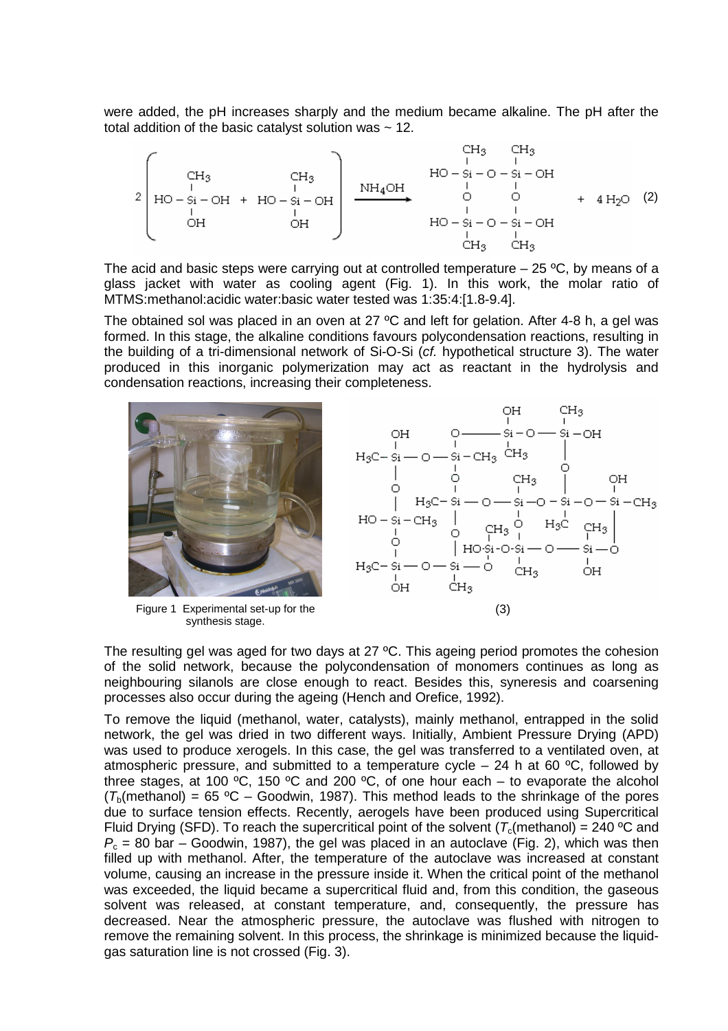were added, the pH increases sharply and the medium became alkaline. The pH after the total addition of the basic catalyst solution was ~ 12.

$$2\left( \mathrm{HO-Si(CH_3)(OH)-OH} + \mathrm{HO-Si(CH_3)(OH)-OH} \right) \xrightarrow{NH_4OH} \begin{matrix} \mathrm{HO-Si(CH_3)-O-Si(CH_3)-OH} \\ | \quad\quad\quad | \\ \mathrm{O} \quad\quad\quad \mathrm{O} \\ | \quad\quad\quad | \\ \mathrm{HO-Si(CH_3)-O-Si(CH_3)-OH} \end{matrix} + 4\,H_2O \quad (2)$$

The acid and basic steps were carrying out at controlled temperature – 25 ºC, by means of a glass jacket with water as cooling agent (Fig. 1). In this work, the molar ratio of MTMS:methanol:acidic water:basic water tested was 1:35:4:[1.8-9.4].

The obtained sol was placed in an oven at 27 ºC and left for gelation. After 4-8 h, a gel was formed. In this stage, the alkaline conditions favours polycondensation reactions, resulting in the building of a tri-dimensional network of Si-O-Si (*cf.* hypothetical structure 3). The water produced in this inorganic polymerization may act as reactant in the hydrolysis and condensation reactions, increasing their completeness.

Figure 1 Experimental set-up for the synthesis stage.

(3)

The resulting gel was aged for two days at 27 ºC. This ageing period promotes the cohesion of the solid network, because the polycondensation of monomers continues as long as neighbouring silanols are close enough to react. Besides this, syneresis and coarsening processes also occur during the ageing (Hench and Orefice, 1992).

To remove the liquid (methanol, water, catalysts), mainly methanol, entrapped in the solid network, the gel was dried in two different ways. Initially, Ambient Pressure Drying (APD) was used to produce xerogels. In this case, the gel was transferred to a ventilated oven, at atmospheric pressure, and submitted to a temperature cycle – 24 h at 60 ºC, followed by three stages, at 100 ºC, 150 ºC and 200 ºC, of one hour each – to evaporate the alcohol ($T_b$(methanol) = 65 ºC – Goodwin, 1987). This method leads to the shrinkage of the pores due to surface tension effects. Recently, aerogels have been produced using Supercritical Fluid Drying (SFD). To reach the supercritical point of the solvent ($T_c$(methanol) = 240 ºC and $P_c$ = 80 bar – Goodwin, 1987), the gel was placed in an autoclave (Fig. 2), which was then filled up with methanol. After, the temperature of the autoclave was increased at constant volume, causing an increase in the pressure inside it. When the critical point of the methanol was exceeded, the liquid became a supercritical fluid and, from this condition, the gaseous solvent was released, at constant temperature, and, consequently, the pressure has decreased. Near the atmospheric pressure, the autoclave was flushed with nitrogen to remove the remaining solvent. In this process, the shrinkage is minimized because the liquid-gas saturation line is not crossed (Fig. 3).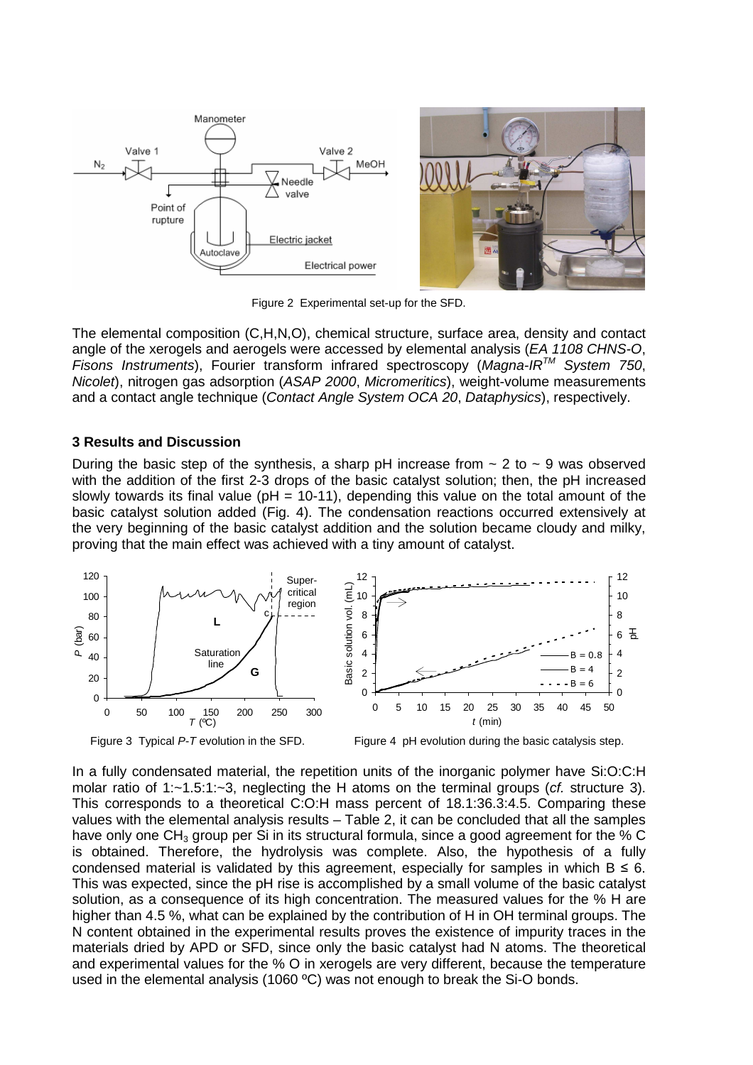Figure 2 Experimental set-up for the SFD.

The elemental composition (C,H,N,O), chemical structure, surface area, density and contact angle of the xerogels and aerogels were accessed by elemental analysis (*EA 1108 CHNS-O*, *Fisons Instruments*), Fourier transform infrared spectroscopy (*Magna-IR™ System 750*, *Nicolet*), nitrogen gas adsorption (*ASAP 2000*, *Micromeritics*), weight-volume measurements and a contact angle technique (*Contact Angle System OCA 20*, *Dataphysics*), respectively.

## 3 Results and Discussion

During the basic step of the synthesis, a sharp pH increase from ~ 2 to ~ 9 was observed with the addition of the first 2-3 drops of the basic catalyst solution; then, the pH increased slowly towards its final value (pH = 10-11), depending this value on the total amount of the basic catalyst solution added (Fig. 4). The condensation reactions occurred extensively at the very beginning of the basic catalyst addition and the solution became cloudy and milky, proving that the main effect was achieved with a tiny amount of catalyst.

Figure 3 Typical *P*-*T* evolution in the SFD.

Figure 4 pH evolution during the basic catalysis step.

In a fully condensated material, the repetition units of the inorganic polymer have Si:O:C:H molar ratio of 1:~1.5:1:~3, neglecting the H atoms on the terminal groups (*cf.* structure 3). This corresponds to a theoretical C:O:H mass percent of 18.1:36.3:4.5. Comparing these values with the elemental analysis results – Table 2, it can be concluded that all the samples have only one $CH_3$ group per Si in its structural formula, since a good agreement for the % C is obtained. Therefore, the hydrolysis was complete. Also, the hypothesis of a fully condensed material is validated by this agreement, especially for samples in which $B \leq 6$. This was expected, since the pH rise is accomplished by a small volume of the basic catalyst solution, as a consequence of its high concentration. The measured values for the % H are higher than 4.5 %, what can be explained by the contribution of H in OH terminal groups. The N content obtained in the experimental results proves the existence of impurity traces in the materials dried by APD or SFD, since only the basic catalyst had N atoms. The theoretical and experimental values for the % O in xerogels are very different, because the temperature used in the elemental analysis (1060 ºC) was not enough to break the Si-O bonds.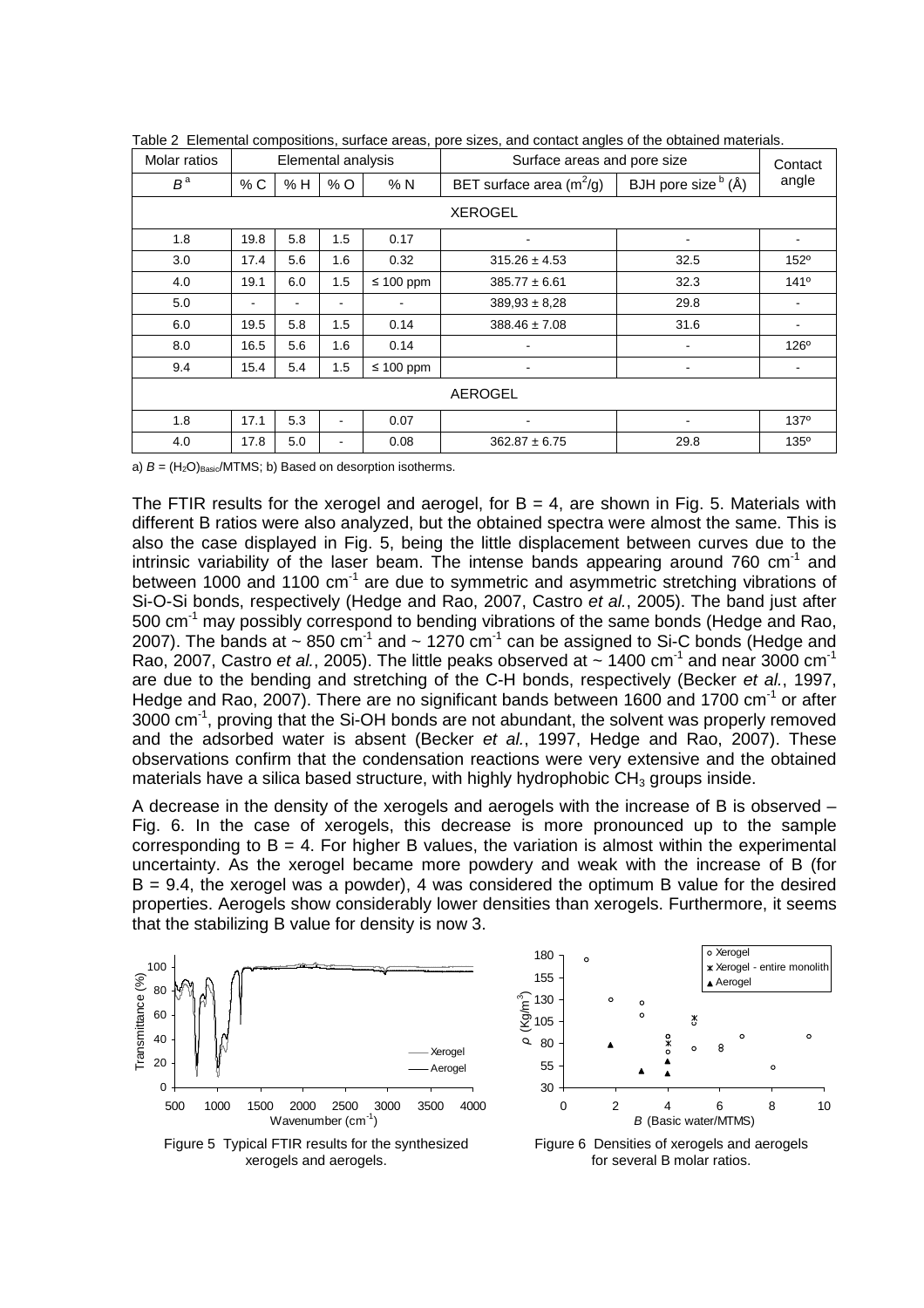Table 2 Elemental compositions, surface areas, pore sizes, and contact angles of the obtained materials.

| Molar ratios | Elemental analysis | | | | Surface areas and pore size | | Contact angle |
|---|---|---|---|---|---|---|---|
| $B$ [a] | % C | % H | % O | % N | BET surface area ($m^2$/g) | BJH pore size [b] (Å) | |
| XEROGEL | | | | | | | |
| 1.8 | 19.8 | 5.8 | 1.5 | 0.17 | - | - | - |
| 3.0 | 17.4 | 5.6 | 1.6 | 0.32 | 315.26 ± 4.53 | 32.5 | 152º |
| 4.0 | 19.1 | 6.0 | 1.5 | ≤ 100 ppm | 385.77 ± 6.61 | 32.3 | 141º |
| 5.0 | - | - | - | - | 389,93 ± 8,28 | 29.8 | - |
| 6.0 | 19.5 | 5.8 | 1.5 | 0.14 | 388.46 ± 7.08 | 31.6 | - |
| 8.0 | 16.5 | 5.6 | 1.6 | 0.14 | - | - | 126º |
| 9.4 | 15.4 | 5.4 | 1.5 | ≤ 100 ppm | - | - | - |
| AEROGEL | | | | | | | |
| 1.8 | 17.1 | 5.3 | - | 0.07 | - | - | 137º |
| 4.0 | 17.8 | 5.0 | - | 0.08 | 362.87 ± 6.75 | 29.8 | 135º |

a) $B = (H_2O)_{Basic}$/MTMS; b) Based on desorption isotherms.

The FTIR results for the xerogel and aerogel, for B = 4, are shown in Fig. 5. Materials with different B ratios were also analyzed, but the obtained spectra were almost the same. This is also the case displayed in Fig. 5, being the little displacement between curves due to the intrinsic variability of the laser beam. The intense bands appearing around 760 $cm^{-1}$ and between 1000 and 1100 $cm^{-1}$ are due to symmetric and asymmetric stretching vibrations of Si-O-Si bonds, respectively (Hedge and Rao, 2007, Castro *et al.*, 2005). The band just after 500 $cm^{-1}$ may possibly correspond to bending vibrations of the same bonds (Hedge and Rao, 2007). The bands at ~ 850 $cm^{-1}$ and ~ 1270 $cm^{-1}$ can be assigned to Si-C bonds (Hedge and Rao, 2007, Castro *et al.*, 2005). The little peaks observed at ~ 1400 $cm^{-1}$ and near 3000 $cm^{-1}$ are due to the bending and stretching of the C-H bonds, respectively (Becker *et al.*, 1997, Hedge and Rao, 2007). There are no significant bands between 1600 and 1700 $cm^{-1}$ or after 3000 $cm^{-1}$, proving that the Si-OH bonds are not abundant, the solvent was properly removed and the adsorbed water is absent (Becker *et al.*, 1997, Hedge and Rao, 2007). These observations confirm that the condensation reactions were very extensive and the obtained materials have a silica based structure, with highly hydrophobic $CH_3$ groups inside.

A decrease in the density of the xerogels and aerogels with the increase of B is observed – Fig. 6. In the case of xerogels, this decrease is more pronounced up to the sample corresponding to B = 4. For higher B values, the variation is almost within the experimental uncertainty. As the xerogel became more powdery and weak with the increase of B (for B = 9.4, the xerogel was a powder), 4 was considered the optimum B value for the desired properties. Aerogels show considerably lower densities than xerogels. Furthermore, it seems that the stabilizing B value for density is now 3.

Figure 5 Typical FTIR results for the synthesized xerogels and aerogels.

Figure 6 Densities of xerogels and aerogels for several B molar ratios.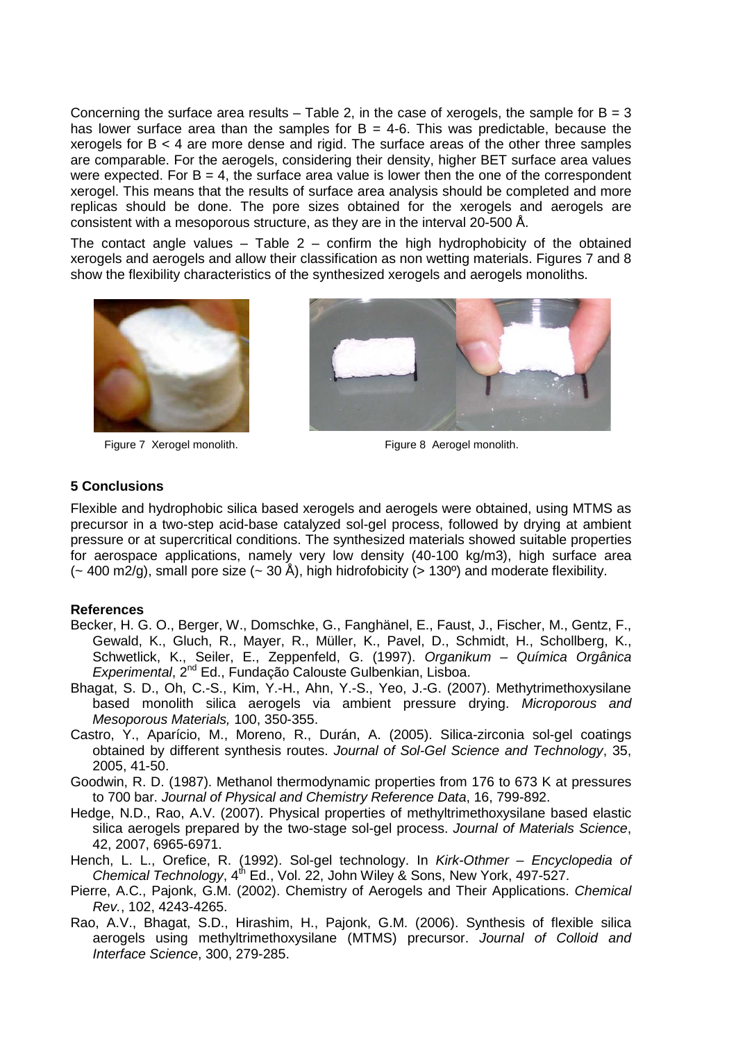Concerning the surface area results – Table 2, in the case of xerogels, the sample for B = 3 has lower surface area than the samples for B = 4-6. This was predictable, because the xerogels for B < 4 are more dense and rigid. The surface areas of the other three samples are comparable. For the aerogels, considering their density, higher BET surface area values were expected. For B = 4, the surface area value is lower then the one of the correspondent xerogel. This means that the results of surface area analysis should be completed and more replicas should be done. The pore sizes obtained for the xerogels and aerogels are consistent with a mesoporous structure, as they are in the interval 20-500 Å.

The contact angle values – Table 2 – confirm the high hydrophobicity of the obtained xerogels and aerogels and allow their classification as non wetting materials. Figures 7 and 8 show the flexibility characteristics of the synthesized xerogels and aerogels monoliths.

Figure 7 Xerogel monolith.

Figure 8 Aerogel monolith.

## 5 Conclusions

Flexible and hydrophobic silica based xerogels and aerogels were obtained, using MTMS as precursor in a two-step acid-base catalyzed sol-gel process, followed by drying at ambient pressure or at supercritical conditions. The synthesized materials showed suitable properties for aerospace applications, namely very low density (40-100 kg/m3), high surface area (~ 400 m2/g), small pore size (~ 30 Å), high hidrofobicity (> 130º) and moderate flexibility.

## References

Becker, H. G. O., Berger, W., Domschke, G., Fanghänel, E., Faust, J., Fischer, M., Gentz, F., Gewald, K., Gluch, R., Mayer, R., Müller, K., Pavel, D., Schmidt, H., Schollberg, K., Schwetlick, K., Seiler, E., Zeppenfeld, G. (1997). *Organikum – Química Orgânica Experimental*, 2nd Ed., Fundação Calouste Gulbenkian, Lisboa.

Bhagat, S. D., Oh, C.-S., Kim, Y.-H., Ahn, Y.-S., Yeo, J.-G. (2007). Methytrimethoxysilane based monolith silica aerogels via ambient pressure drying. *Microporous and Mesoporous Materials,* 100, 350-355.

Castro, Y., Aparício, M., Moreno, R., Durán, A. (2005). Silica-zirconia sol-gel coatings obtained by different synthesis routes. *Journal of Sol-Gel Science and Technology*, 35, 2005, 41-50.

Goodwin, R. D. (1987). Methanol thermodynamic properties from 176 to 673 K at pressures to 700 bar. *Journal of Physical and Chemistry Reference Data*, 16, 799-892.

Hedge, N.D., Rao, A.V. (2007). Physical properties of methyltrimethoxysilane based elastic silica aerogels prepared by the two-stage sol-gel process. *Journal of Materials Science*, 42, 2007, 6965-6971.

Hench, L. L., Orefice, R. (1992). Sol-gel technology. In *Kirk-Othmer – Encyclopedia of Chemical Technology*, 4th Ed., Vol. 22, John Wiley & Sons, New York, 497-527.

Pierre, A.C., Pajonk, G.M. (2002). Chemistry of Aerogels and Their Applications. *Chemical Rev.*, 102, 4243-4265.

Rao, A.V., Bhagat, S.D., Hirashim, H., Pajonk, G.M. (2006). Synthesis of flexible silica aerogels using methyltrimethoxysilane (MTMS) precursor. *Journal of Colloid and Interface Science*, 300, 279-285.